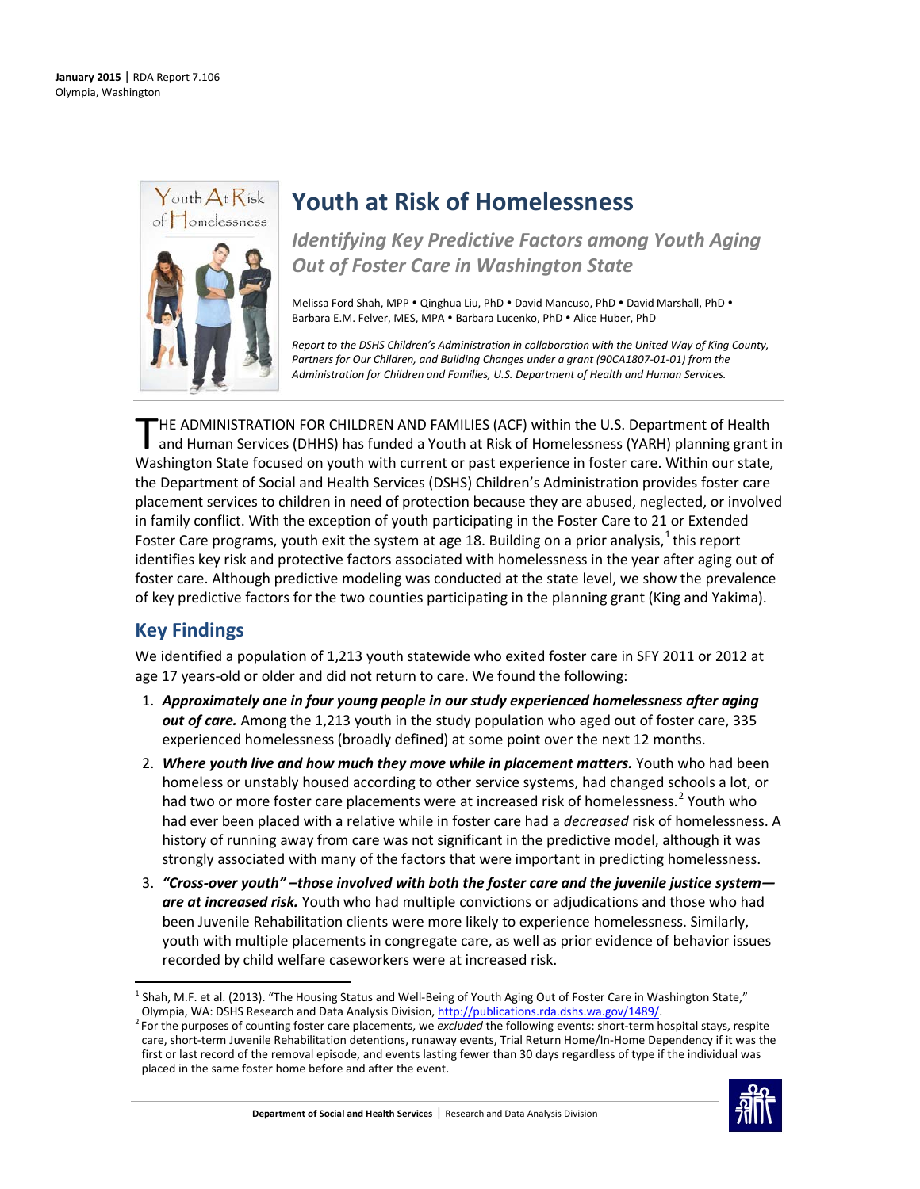**January 2015** | RDA Report 7.106
Olympia, Washington

# Youth at Risk of Homelessness

## *Identifying Key Predictive Factors among Youth Aging Out of Foster Care in Washington State*

Melissa Ford Shah, MPP • Qinghua Liu, PhD • David Mancuso, PhD • David Marshall, PhD • Barbara E.M. Felver, MES, MPA • Barbara Lucenko, PhD • Alice Huber, PhD

*Report to the DSHS Children's Administration in collaboration with the United Way of King County, Partners for Our Children, and Building Changes under a grant (90CA1807-01-01) from the Administration for Children and Families, U.S. Department of Health and Human Services.*

THE ADMINISTRATION FOR CHILDREN AND FAMILIES (ACF) within the U.S. Department of Health and Human Services (DHHS) has funded a Youth at Risk of Homelessness (YARH) planning grant in Washington State focused on youth with current or past experience in foster care. Within our state, the Department of Social and Health Services (DSHS) Children's Administration provides foster care placement services to children in need of protection because they are abused, neglected, or involved in family conflict. With the exception of youth participating in the Foster Care to 21 or Extended Foster Care programs, youth exit the system at age 18. Building on a prior analysis,[1] this report identifies key risk and protective factors associated with homelessness in the year after aging out of foster care. Although predictive modeling was conducted at the state level, we show the prevalence of key predictive factors for the two counties participating in the planning grant (King and Yakima).

## Key Findings

We identified a population of 1,213 youth statewide who exited foster care in SFY 2011 or 2012 at age 17 years-old or older and did not return to care. We found the following:

1. ***Approximately one in four young people in our study experienced homelessness after aging out of care.*** Among the 1,213 youth in the study population who aged out of foster care, 335 experienced homelessness (broadly defined) at some point over the next 12 months.
2. ***Where youth live and how much they move while in placement matters.*** Youth who had been homeless or unstably housed according to other service systems, had changed schools a lot, or had two or more foster care placements were at increased risk of homelessness.[2] Youth who had ever been placed with a relative while in foster care had a *decreased* risk of homelessness. A history of running away from care was not significant in the predictive model, although it was strongly associated with many of the factors that were important in predicting homelessness.
3. ***"Cross-over youth" –those involved with both the foster care and the juvenile justice system—are at increased risk.*** Youth who had multiple convictions or adjudications and those who had been Juvenile Rehabilitation clients were more likely to experience homelessness. Similarly, youth with multiple placements in congregate care, as well as prior evidence of behavior issues recorded by child welfare caseworkers were at increased risk.

[1] Shah, M.F. et al. (2013). "The Housing Status and Well-Being of Youth Aging Out of Foster Care in Washington State," Olympia, WA: DSHS Research and Data Analysis Division, http://publications.rda.dshs.wa.gov/1489/.

[2] For the purposes of counting foster care placements, we *excluded* the following events: short-term hospital stays, respite care, short-term Juvenile Rehabilitation detentions, runaway events, Trial Return Home/In-Home Dependency if it was the first or last record of the removal episode, and events lasting fewer than 30 days regardless of type if the individual was placed in the same foster home before and after the event.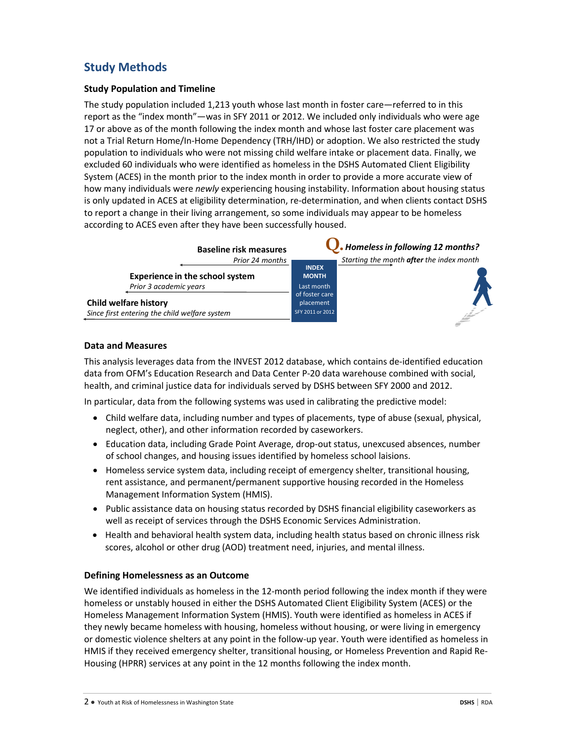## Study Methods

### Study Population and Timeline

The study population included 1,213 youth whose last month in foster care—referred to in this report as the "index month"—was in SFY 2011 or 2012. We included only individuals who were age 17 or above as of the month following the index month and whose last foster care placement was not a Trial Return Home/In-Home Dependency (TRH/IHD) or adoption. We also restricted the study population to individuals who were not missing child welfare intake or placement data. Finally, we excluded 60 individuals who were identified as homeless in the DSHS Automated Client Eligibility System (ACES) in the month prior to the index month in order to provide a more accurate view of how many individuals were *newly* experiencing housing instability. Information about housing status is only updated in ACES at eligibility determination, re-determination, and when clients contact DSHS to report a change in their living arrangement, so some individuals may appear to be homeless according to ACES even after they have been successfully housed.

**Baseline risk measures**
*Prior 24 months*

**Experience in the school system**
*Prior 3 academic years*

**Child welfare history**
*Since first entering the child welfare system*

**INDEX MONTH**
Last month of foster care placement
SFY 2011 or 2012

**Q.** ***Homeless in following 12 months?***
*Starting the month **after** the index month*

### Data and Measures

This analysis leverages data from the INVEST 2012 database, which contains de-identified education data from OFM's Education Research and Data Center P-20 data warehouse combined with social, health, and criminal justice data for individuals served by DSHS between SFY 2000 and 2012.

In particular, data from the following systems was used in calibrating the predictive model:

- Child welfare data, including number and types of placements, type of abuse (sexual, physical, neglect, other), and other information recorded by caseworkers.
- Education data, including Grade Point Average, drop-out status, unexcused absences, number of school changes, and housing issues identified by homeless school laisions.
- Homeless service system data, including receipt of emergency shelter, transitional housing, rent assistance, and permanent/permanent supportive housing recorded in the Homeless Management Information System (HMIS).
- Public assistance data on housing status recorded by DSHS financial eligibility caseworkers as well as receipt of services through the DSHS Economic Services Administration.
- Health and behavioral health system data, including health status based on chronic illness risk scores, alcohol or other drug (AOD) treatment need, injuries, and mental illness.

### Defining Homelessness as an Outcome

We identified individuals as homeless in the 12-month period following the index month if they were homeless or unstably housed in either the DSHS Automated Client Eligibility System (ACES) or the Homeless Management Information System (HMIS). Youth were identified as homeless in ACES if they newly became homeless with housing, homeless without housing, or were living in emergency or domestic violence shelters at any point in the follow-up year. Youth were identified as homeless in HMIS if they received emergency shelter, transitional housing, or Homeless Prevention and Rapid Re-Housing (HPRR) services at any point in the 12 months following the index month.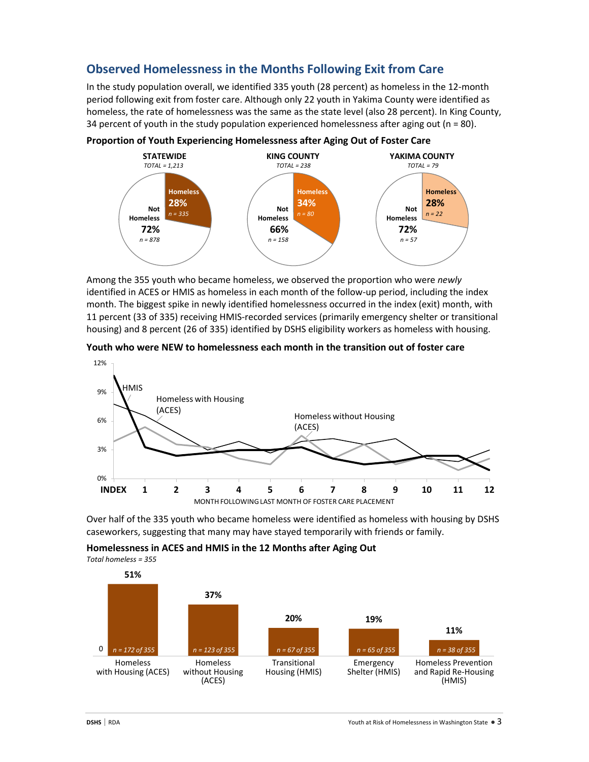## Observed Homelessness in the Months Following Exit from Care

In the study population overall, we identified 335 youth (28 percent) as homeless in the 12-month period following exit from foster care. Although only 22 youth in Yakima County were identified as homeless, the rate of homelessness was the same as the state level (also 28 percent). In King County, 34 percent of youth in the study population experienced homelessness after aging out (n = 80).

**Proportion of Youth Experiencing Homelessness after Aging Out of Foster Care**

| | STATEWIDE (TOTAL = 1,213) | KING COUNTY (TOTAL = 238) | YAKIMA COUNTY (TOTAL = 79) |
|---|---|---|---|
| Homeless | 28% (n = 335) | 34% (n = 80) | 28% (n = 22) |
| Not Homeless | 72% (n = 878) | 66% (n = 158) | 72% (n = 57) |

Among the 355 youth who became homeless, we observed the proportion who were *newly* identified in ACES or HMIS as homeless in each month of the follow-up period, including the index month. The biggest spike in newly identified homelessness occurred in the index (exit) month, with 11 percent (33 of 335) receiving HMIS-recorded services (primarily emergency shelter or transitional housing) and 8 percent (26 of 335) identified by DSHS eligibility workers as homeless with housing.

**Youth who were NEW to homelessness each month in the transition out of foster care**

Lines: HMIS; Homeless with Housing (ACES); Homeless without Housing (ACES)

MONTH FOLLOWING LAST MONTH OF FOSTER CARE PLACEMENT: INDEX, 1–12 (y-axis 0%–12%)

Over half of the 335 youth who became homeless were identified as homeless with housing by DSHS caseworkers, suggesting that many may have stayed temporarily with friends or family.

**Homelessness in ACES and HMIS in the 12 Months after Aging Out**

*Total homeless = 355*

| Category | Percent | n |
|---|---|---|
| Homeless with Housing (ACES) | 51% | n = 172 of 355 |
| Homeless without Housing (ACES) | 37% | n = 123 of 355 |
| Transitional Housing (HMIS) | 20% | n = 67 of 355 |
| Emergency Shelter (HMIS) | 19% | n = 65 of 355 |
| Homeless Prevention and Rapid Re-Housing (HMIS) | 11% | n = 38 of 355 |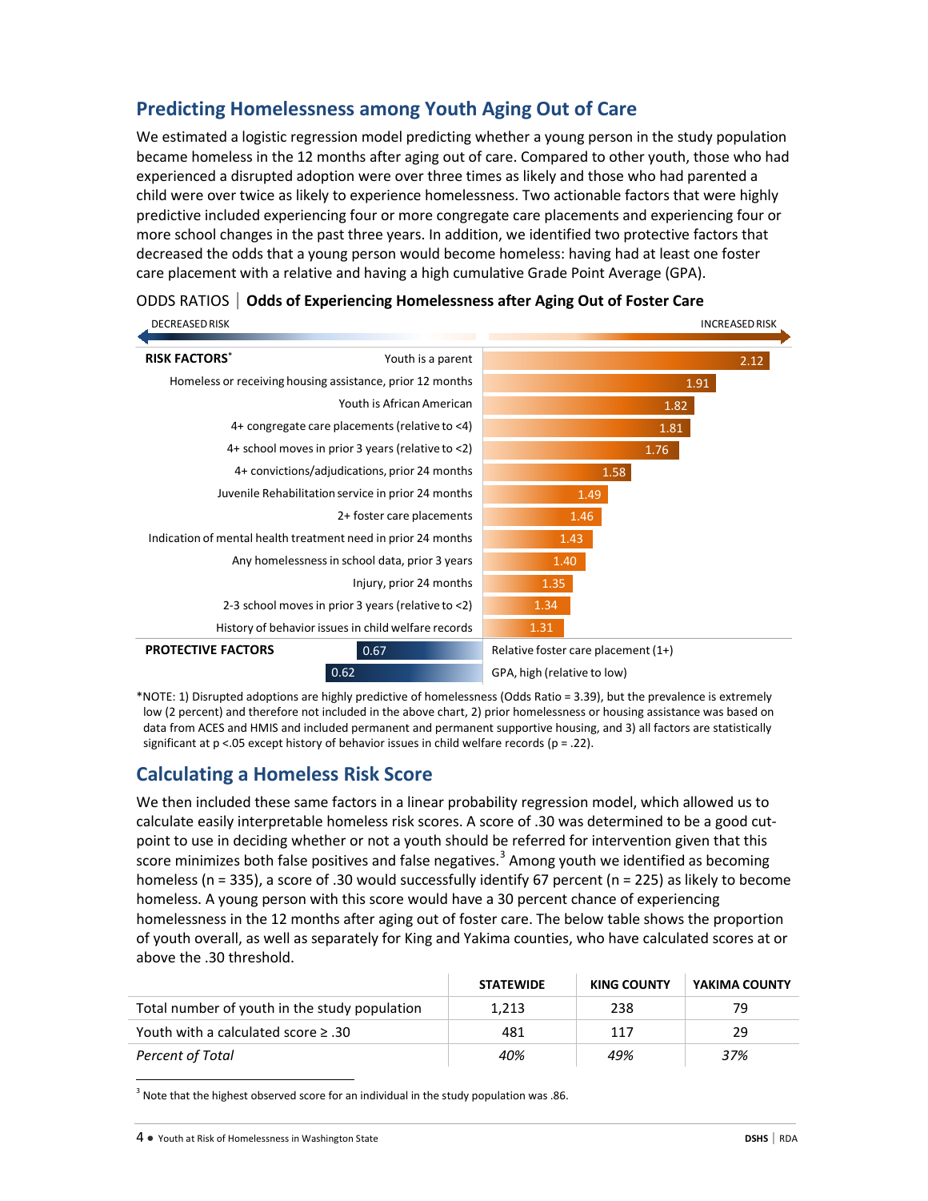## Predicting Homelessness among Youth Aging Out of Care

We estimated a logistic regression model predicting whether a young person in the study population became homeless in the 12 months after aging out of care. Compared to other youth, those who had experienced a disrupted adoption were over three times as likely and those who had parented a child were over twice as likely to experience homelessness. Two actionable factors that were highly predictive included experiencing four or more congregate care placements and experiencing four or more school changes in the past three years. In addition, we identified two protective factors that decreased the odds that a young person would become homeless: having had at least one foster care placement with a relative and having a high cumulative Grade Point Average (GPA).

ODDS RATIOS | **Odds of Experiencing Homelessness after Aging Out of Foster Care**

DECREASED RISK ← → INCREASED RISK

| Factor | Odds Ratio |
|---|---|
| **RISK FACTORS*** | |
| Youth is a parent | 2.12 |
| Homeless or receiving housing assistance, prior 12 months | 1.91 |
| Youth is African American | 1.82 |
| 4+ congregate care placements (relative to <4) | 1.81 |
| 4+ school moves in prior 3 years (relative to <2) | 1.76 |
| 4+ convictions/adjudications, prior 24 months | 1.58 |
| Juvenile Rehabilitation service in prior 24 months | 1.49 |
| 2+ foster care placements | 1.46 |
| Indication of mental health treatment need in prior 24 months | 1.43 |
| Any homelessness in school data, prior 3 years | 1.40 |
| Injury, prior 24 months | 1.35 |
| 2-3 school moves in prior 3 years (relative to <2) | 1.34 |
| History of behavior issues in child welfare records | 1.31 |
| **PROTECTIVE FACTORS** | |
| Relative foster care placement (1+) | 0.67 |
| GPA, high (relative to low) | 0.62 |

*NOTE: 1) Disrupted adoptions are highly predictive of homelessness (Odds Ratio = 3.39), but the prevalence is extremely low (2 percent) and therefore not included in the above chart, 2) prior homelessness or housing assistance was based on data from ACES and HMIS and included permanent and permanent supportive housing, and 3) all factors are statistically significant at p <.05 except history of behavior issues in child welfare records (p = .22).

## Calculating a Homeless Risk Score

We then included these same factors in a linear probability regression model, which allowed us to calculate easily interpretable homeless risk scores. A score of .30 was determined to be a good cut-point to use in deciding whether or not a youth should be referred for intervention given that this score minimizes both false positives and false negatives.[3] Among youth we identified as becoming homeless (n = 335), a score of .30 would successfully identify 67 percent (n = 225) as likely to become homeless. A young person with this score would have a 30 percent chance of experiencing homelessness in the 12 months after aging out of foster care. The below table shows the proportion of youth overall, as well as separately for King and Yakima counties, who have calculated scores at or above the .30 threshold.

| | STATEWIDE | KING COUNTY | YAKIMA COUNTY |
|---|---|---|---|
| Total number of youth in the study population | 1,213 | 238 | 79 |
| Youth with a calculated score ≥ .30 | 481 | 117 | 29 |
| *Percent of Total* | *40%* | *49%* | *37%* |

[3] Note that the highest observed score for an individual in the study population was .86.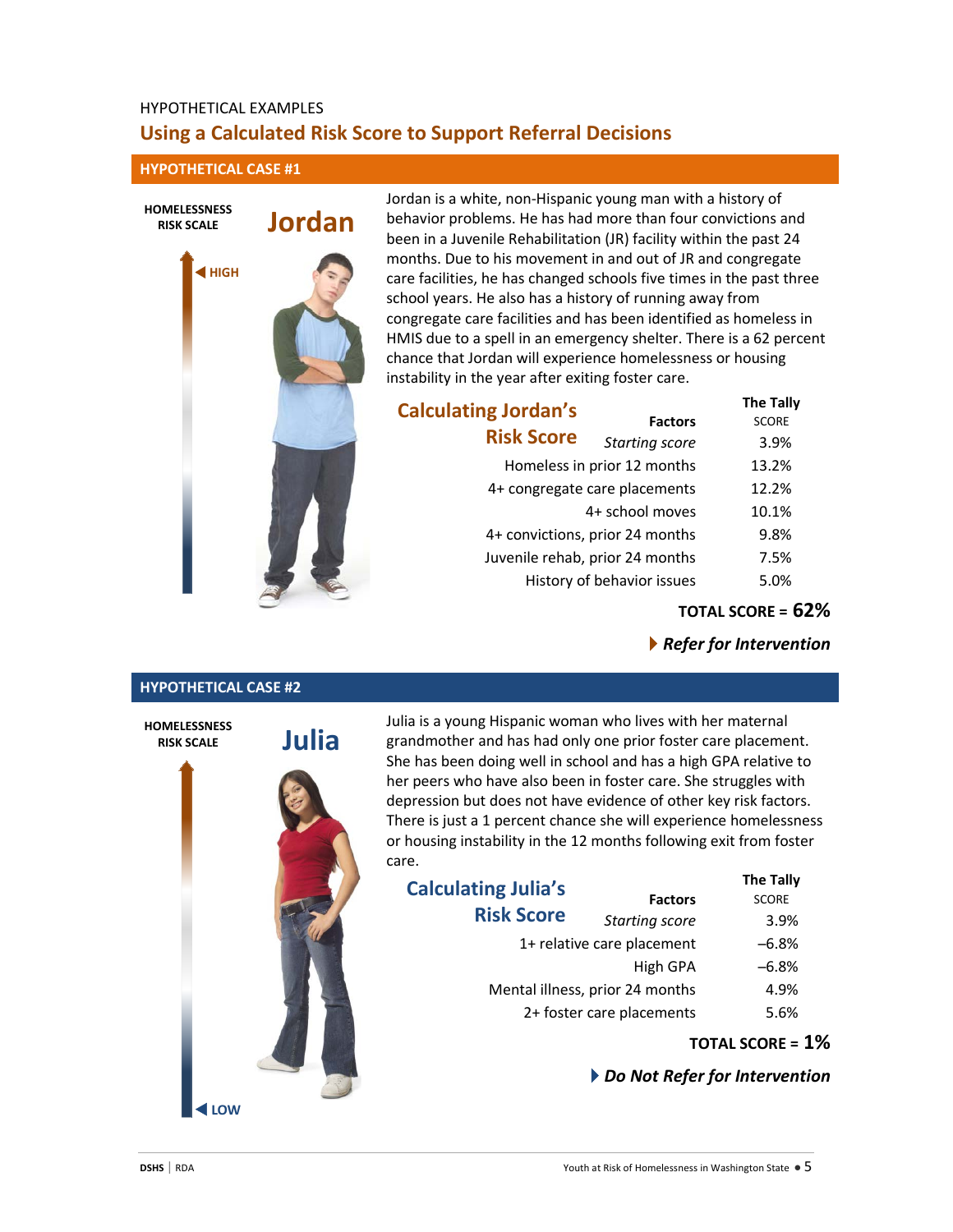HYPOTHETICAL EXAMPLES

# Using a Calculated Risk Score to Support Referral Decisions

## HYPOTHETICAL CASE #1

HOMELESSNESS RISK SCALE

HIGH

### Jordan

Jordan is a white, non-Hispanic young man with a history of behavior problems. He has had more than four convictions and been in a Juvenile Rehabilitation (JR) facility within the past 24 months. Due to his movement in and out of JR and congregate care facilities, he has changed schools five times in the past three school years. He also has a history of running away from congregate care facilities and has been identified as homeless in HMIS due to a spell in an emergency shelter. There is a 62 percent chance that Jordan will experience homelessness or housing instability in the year after exiting foster care.

### Calculating Jordan's Risk Score

| Factors | The Tally SCORE |
|---|---|
| *Starting score* | 3.9% |
| Homeless in prior 12 months | 13.2% |
| 4+ congregate care placements | 12.2% |
| 4+ school moves | 10.1% |
| 4+ convictions, prior 24 months | 9.8% |
| Juvenile rehab, prior 24 months | 7.5% |
| History of behavior issues | 5.0% |

**TOTAL SCORE = 62%**

***Refer for Intervention***

## HYPOTHETICAL CASE #2

HOMELESSNESS RISK SCALE

### Julia

Julia is a young Hispanic woman who lives with her maternal grandmother and has had only one prior foster care placement. She has been doing well in school and has a high GPA relative to her peers who have also been in foster care. She struggles with depression but does not have evidence of other key risk factors. There is just a 1 percent chance she will experience homelessness or housing instability in the 12 months following exit from foster care.

### Calculating Julia's Risk Score

| Factors | The Tally SCORE |
|---|---|
| *Starting score* | 3.9% |
| 1+ relative care placement | –6.8% |
| High GPA | –6.8% |
| Mental illness, prior 24 months | 4.9% |
| 2+ foster care placements | 5.6% |

**TOTAL SCORE = 1%**

***Do Not Refer for Intervention***

LOW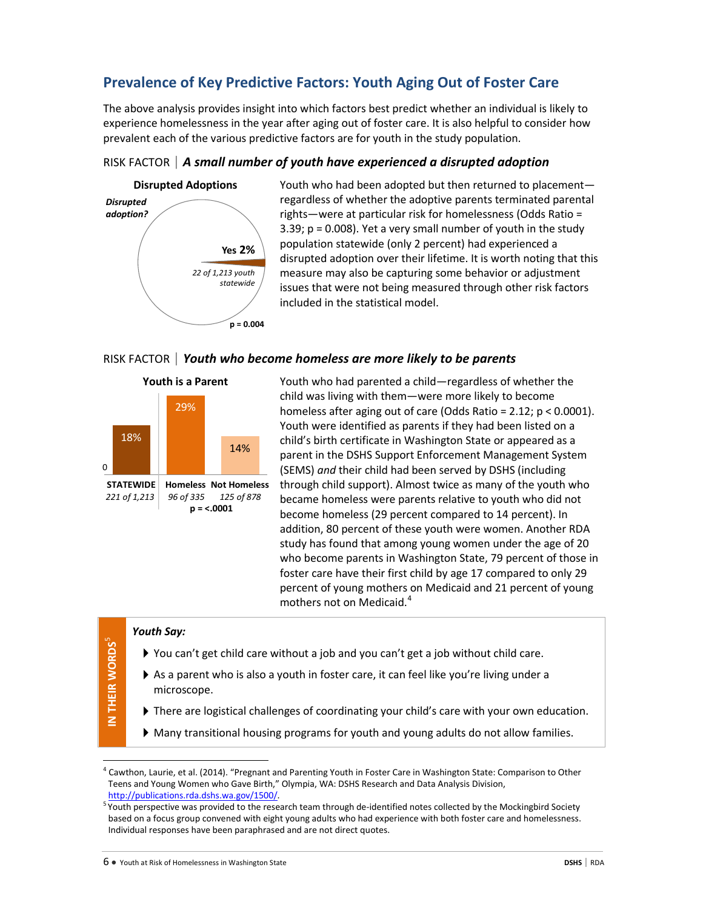## Prevalence of Key Predictive Factors: Youth Aging Out of Foster Care

The above analysis provides insight into which factors best predict whether an individual is likely to experience homelessness in the year after aging out of foster care. It is also helpful to consider how prevalent each of the various predictive factors are for youth in the study population.

### RISK FACTOR | *A small number of youth have experienced a disrupted adoption*

**Disrupted Adoptions**

***Disrupted adoption?***

**Yes 2%**

*22 of 1,213 youth statewide*

**p = 0.004**

Youth who had been adopted but then returned to placement—regardless of whether the adoptive parents terminated parental rights—were at particular risk for homelessness (Odds Ratio = 3.39; $p = 0.008$). Yet a very small number of youth in the study population statewide (only 2 percent) had experienced a disrupted adoption over their lifetime. It is worth noting that this measure may also be capturing some behavior or adjustment issues that were not being measured through other risk factors included in the statistical model.

### RISK FACTOR | *Youth who become homeless are more likely to be parents*

**Youth is a Parent**

| STATEWIDE | Homeless | Not Homeless |
|---|---|---|
| 18% | 29% | 14% |
| *221 of 1,213* | *96 of 335* | *125 of 878* |

**p = <.0001**

Youth who had parented a child—regardless of whether the child was living with them—were more likely to become homeless after aging out of care (Odds Ratio = 2.12; $p < 0.0001$). Youth were identified as parents if they had been listed on a child's birth certificate in Washington State or appeared as a parent in the DSHS Support Enforcement Management System (SEMS) *and* their child had been served by DSHS (including through child support). Almost twice as many of the youth who became homeless were parents relative to youth who did not become homeless (29 percent compared to 14 percent). In addition, 80 percent of these youth were women. Another RDA study has found that among young women under the age of 20 who become parents in Washington State, 79 percent of those in foster care have their first child by age 17 compared to only 29 percent of young mothers on Medicaid and 21 percent of young mothers not on Medicaid.[4]

**IN THEIR WORDS[5]**

***Youth Say:***

- You can't get child care without a job and you can't get a job without child care.
- As a parent who is also a youth in foster care, it can feel like you're living under a microscope.
- There are logistical challenges of coordinating your child's care with your own education.
- Many transitional housing programs for youth and young adults do not allow families.

---

[4] Cawthon, Laurie, et al. (2014). "Pregnant and Parenting Youth in Foster Care in Washington State: Comparison to Other Teens and Young Women who Gave Birth," Olympia, WA: DSHS Research and Data Analysis Division, http://publications.rda.dshs.wa.gov/1500/.

[5] Youth perspective was provided to the research team through de-identified notes collected by the Mockingbird Society based on a focus group convened with eight young adults who had experience with both foster care and homelessness. Individual responses have been paraphrased and are not direct quotes.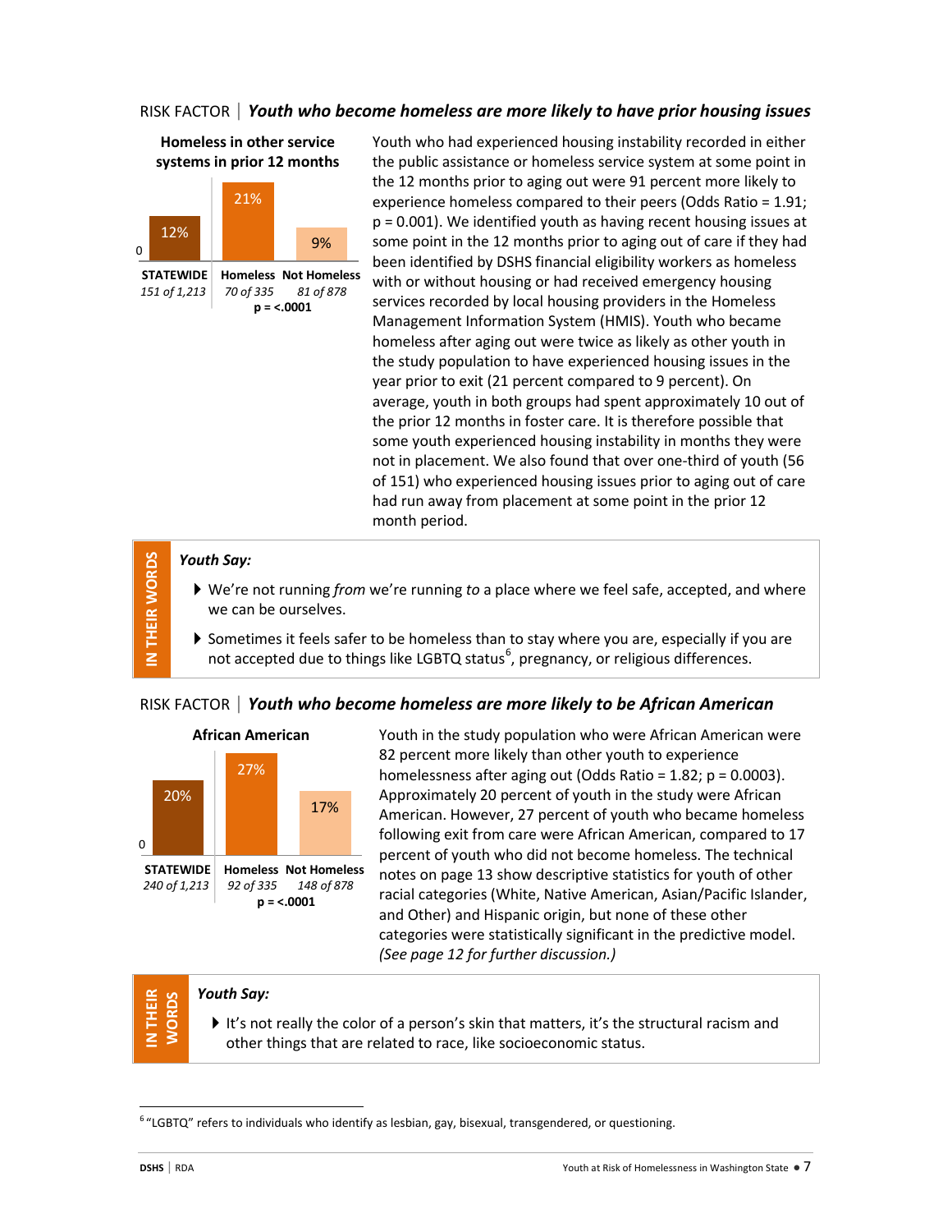## RISK FACTOR | *Youth who become homeless are more likely to have prior housing issues*

**Homeless in other service systems in prior 12 months**

| STATEWIDE | Homeless | Not Homeless |
|---|---|---|
| 12% | 21% | 9% |
| *151 of 1,213* | *70 of 335* | *81 of 878* |

**p = <.0001**

Youth who had experienced housing instability recorded in either the public assistance or homeless service system at some point in the 12 months prior to aging out were 91 percent more likely to experience homeless compared to their peers (Odds Ratio = 1.91; p = 0.001). We identified youth as having recent housing issues at some point in the 12 months prior to aging out of care if they had been identified by DSHS financial eligibility workers as homeless with or without housing or had received emergency housing services recorded by local housing providers in the Homeless Management Information System (HMIS). Youth who became homeless after aging out were twice as likely as other youth in the study population to have experienced housing issues in the year prior to exit (21 percent compared to 9 percent). On average, youth in both groups had spent approximately 10 out of the prior 12 months in foster care. It is therefore possible that some youth experienced housing instability in months they were not in placement. We also found that over one-third of youth (56 of 151) who experienced housing issues prior to aging out of care had run away from placement at some point in the prior 12 month period.

> **IN THEIR WORDS**
>
> ***Youth Say:***
>
> - We're not running *from* we're running *to* a place where we feel safe, accepted, and where we can be ourselves.
> - Sometimes it feels safer to be homeless than to stay where you are, especially if you are not accepted due to things like LGBTQ status[6], pregnancy, or religious differences.

## RISK FACTOR | *Youth who become homeless are more likely to be African American*

**African American**

| STATEWIDE | Homeless | Not Homeless |
|---|---|---|
| 20% | 27% | 17% |
| *240 of 1,213* | *92 of 335* | *148 of 878* |

**p = <.0001**

Youth in the study population who were African American were 82 percent more likely than other youth to experience homelessness after aging out (Odds Ratio = 1.82; p = 0.0003). Approximately 20 percent of youth in the study were African American. However, 27 percent of youth who became homeless following exit from care were African American, compared to 17 percent of youth who did not become homeless. The technical notes on page 13 show descriptive statistics for youth of other racial categories (White, Native American, Asian/Pacific Islander, and Other) and Hispanic origin, but none of these other categories were statistically significant in the predictive model. *(See page 12 for further discussion.)*

> **IN THEIR WORDS**
>
> ***Youth Say:***
>
> - It's not really the color of a person's skin that matters, it's the structural racism and other things that are related to race, like socioeconomic status.

[6] "LGBTQ" refers to individuals who identify as lesbian, gay, bisexual, transgendered, or questioning.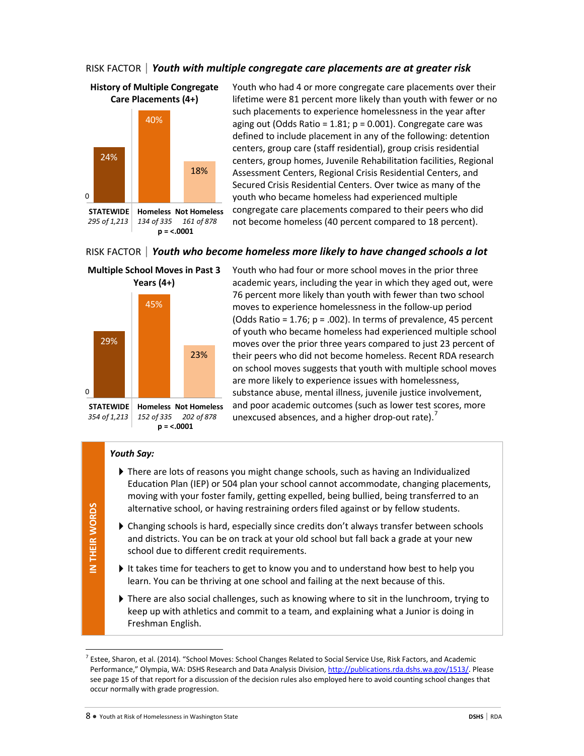## RISK FACTOR | *Youth with multiple congregate care placements are at greater risk*

**History of Multiple Congregate Care Placements (4+)**

| | STATEWIDE | Homeless | Not Homeless |
|---|---|---|---|
| Percent | 24% | 40% | 18% |
| Count | *295 of 1,213* | *134 of 335* | *161 of 878* |

**p = <.0001**

Youth who had 4 or more congregate care placements over their lifetime were 81 percent more likely than youth with fewer or no such placements to experience homelessness in the year after aging out (Odds Ratio = 1.81; p = 0.001). Congregate care was defined to include placement in any of the following: detention centers, group care (staff residential), group crisis residential centers, group homes, Juvenile Rehabilitation facilities, Regional Assessment Centers, Regional Crisis Residential Centers, and Secured Crisis Residential Centers. Over twice as many of the youth who became homeless had experienced multiple congregate care placements compared to their peers who did not become homeless (40 percent compared to 18 percent).

## RISK FACTOR | *Youth who become homeless more likely to have changed schools a lot*

**Multiple School Moves in Past 3 Years (4+)**

| | STATEWIDE | Homeless | Not Homeless |
|---|---|---|---|
| Percent | 29% | 45% | 23% |
| Count | *354 of 1,213* | *152 of 335* | *202 of 878* |

**p = <.0001**

Youth who had four or more school moves in the prior three academic years, including the year in which they aged out, were 76 percent more likely than youth with fewer than two school moves to experience homelessness in the follow-up period (Odds Ratio = 1.76; p = .002). In terms of prevalence, 45 percent of youth who became homeless had experienced multiple school moves over the prior three years compared to just 23 percent of their peers who did not become homeless. Recent RDA research on school moves suggests that youth with multiple school moves are more likely to experience issues with homelessness, substance abuse, mental illness, juvenile justice involvement, and poor academic outcomes (such as lower test scores, more unexcused absences, and a higher drop-out rate).[7]

**IN THEIR WORDS**

***Youth Say:***

- There are lots of reasons you might change schools, such as having an Individualized Education Plan (IEP) or 504 plan your school cannot accommodate, changing placements, moving with your foster family, getting expelled, being bullied, being transferred to an alternative school, or having restraining orders filed against or by fellow students.
- Changing schools is hard, especially since credits don't always transfer between schools and districts. You can be on track at your old school but fall back a grade at your new school due to different credit requirements.
- It takes time for teachers to get to know you and to understand how best to help you learn. You can be thriving at one school and failing at the next because of this.
- There are also social challenges, such as knowing where to sit in the lunchroom, trying to keep up with athletics and commit to a team, and explaining what a Junior is doing in Freshman English.

---

[7] Estee, Sharon, et al. (2014). "School Moves: School Changes Related to Social Service Use, Risk Factors, and Academic Performance," Olympia, WA: DSHS Research and Data Analysis Division, http://publications.rda.dshs.wa.gov/1513/. Please see page 15 of that report for a discussion of the decision rules also employed here to avoid counting school changes that occur normally with grade progression.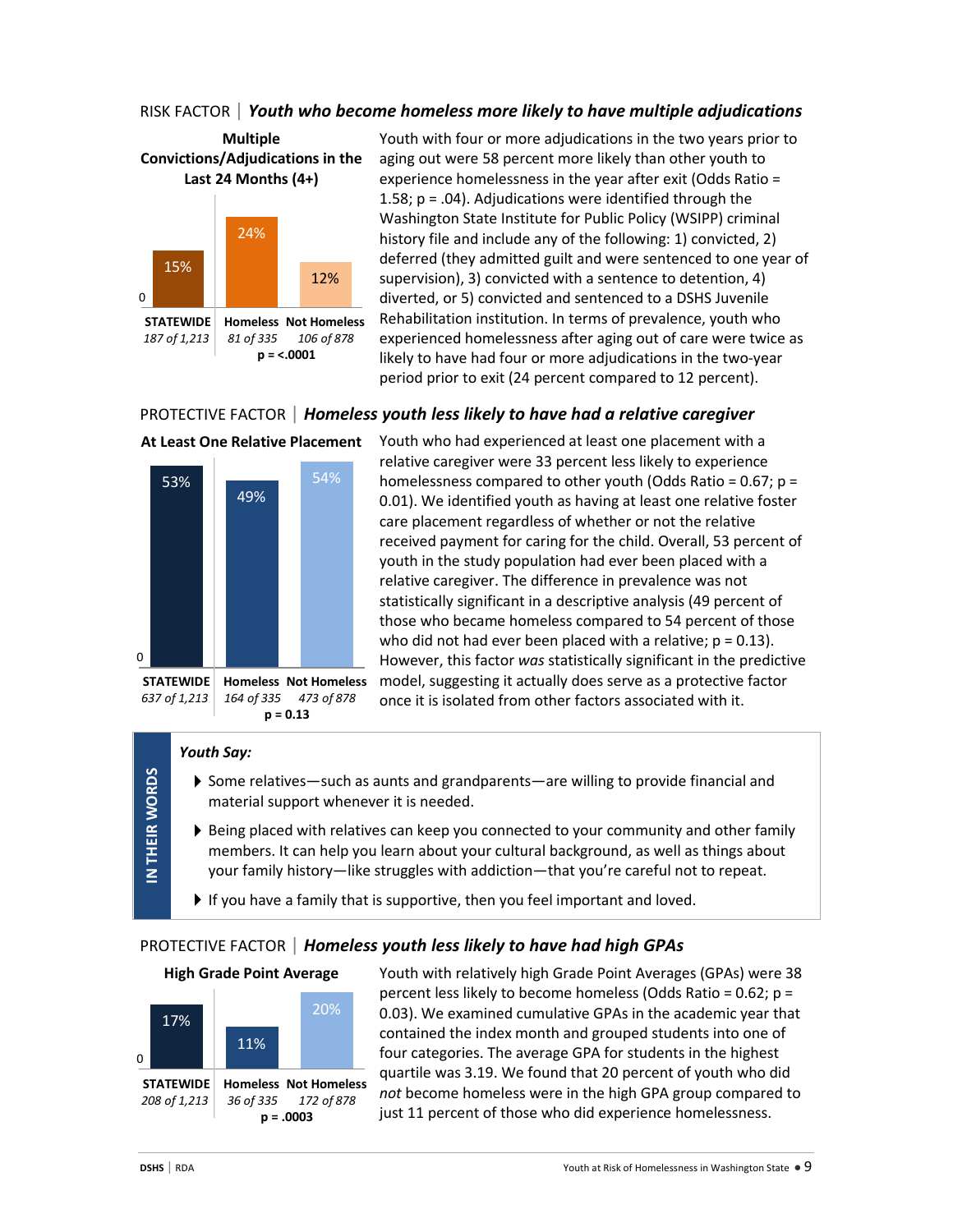## RISK FACTOR | *Youth who become homeless more likely to have multiple adjudications*

**Multiple Convictions/Adjudications in the Last 24 Months (4+)**

| | STATEWIDE | Homeless | Not Homeless |
|---|---|---|---|
| Percent | 15% | 24% | 12% |
| Count | *187 of 1,213* | *81 of 335* | *106 of 878* |

**p = <.0001**

Youth with four or more adjudications in the two years prior to aging out were 58 percent more likely than other youth to experience homelessness in the year after exit (Odds Ratio = 1.58; p = .04). Adjudications were identified through the Washington State Institute for Public Policy (WSIPP) criminal history file and include any of the following: 1) convicted, 2) deferred (they admitted guilt and were sentenced to one year of supervision), 3) convicted with a sentence to detention, 4) diverted, or 5) convicted and sentenced to a DSHS Juvenile Rehabilitation institution. In terms of prevalence, youth who experienced homelessness after aging out of care were twice as likely to have had four or more adjudications in the two-year period prior to exit (24 percent compared to 12 percent).

## PROTECTIVE FACTOR | *Homeless youth less likely to have had a relative caregiver*

**At Least One Relative Placement**

| | STATEWIDE | Homeless | Not Homeless |
|---|---|---|---|
| Percent | 53% | 49% | 54% |
| Count | *637 of 1,213* | *164 of 335* | *473 of 878* |

**p = 0.13**

Youth who had experienced at least one placement with a relative caregiver were 33 percent less likely to experience homelessness compared to other youth (Odds Ratio = 0.67; p = 0.01). We identified youth as having at least one relative foster care placement regardless of whether or not the relative received payment for caring for the child. Overall, 53 percent of youth in the study population had ever been placed with a relative caregiver. The difference in prevalence was not statistically significant in a descriptive analysis (49 percent of those who became homeless compared to 54 percent of those who did not had ever been placed with a relative; p = 0.13). However, this factor *was* statistically significant in the predictive model, suggesting it actually does serve as a protective factor once it is isolated from other factors associated with it.

**IN THEIR WORDS**

***Youth Say:***

- Some relatives—such as aunts and grandparents—are willing to provide financial and material support whenever it is needed.
- Being placed with relatives can keep you connected to your community and other family members. It can help you learn about your cultural background, as well as things about your family history—like struggles with addiction—that you're careful not to repeat.
- If you have a family that is supportive, then you feel important and loved.

## PROTECTIVE FACTOR | *Homeless youth less likely to have had high GPAs*

**High Grade Point Average**

| | STATEWIDE | Homeless | Not Homeless |
|---|---|---|---|
| Percent | 17% | 11% | 20% |
| Count | *208 of 1,213* | *36 of 335* | *172 of 878* |

**p = .0003**

Youth with relatively high Grade Point Averages (GPAs) were 38 percent less likely to become homeless (Odds Ratio = 0.62; p = 0.03). We examined cumulative GPAs in the academic year that contained the index month and grouped students into one of four categories. The average GPA for students in the highest quartile was 3.19. We found that 20 percent of youth who did *not* become homeless were in the high GPA group compared to just 11 percent of those who did experience homelessness.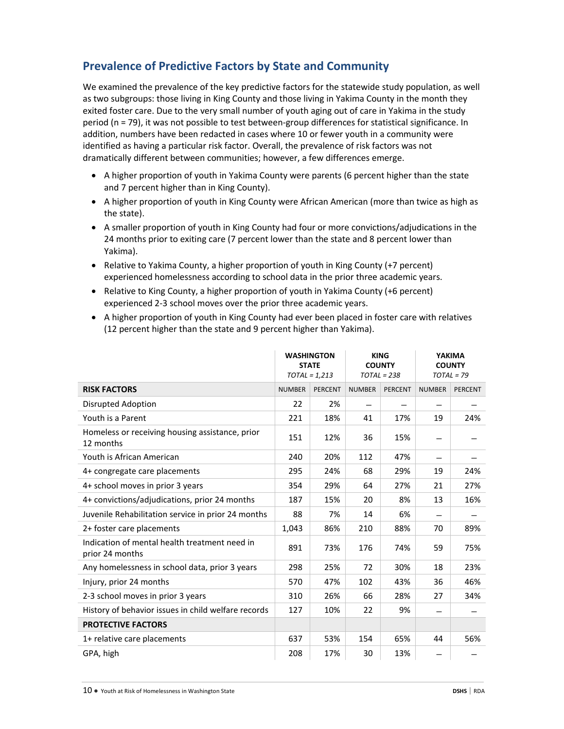## Prevalence of Predictive Factors by State and Community

We examined the prevalence of the key predictive factors for the statewide study population, as well as two subgroups: those living in King County and those living in Yakima County in the month they exited foster care. Due to the very small number of youth aging out of care in Yakima in the study period (n = 79), it was not possible to test between-group differences for statistical significance. In addition, numbers have been redacted in cases where 10 or fewer youth in a community were identified as having a particular risk factor. Overall, the prevalence of risk factors was not dramatically different between communities; however, a few differences emerge.

- A higher proportion of youth in Yakima County were parents (6 percent higher than the state and 7 percent higher than in King County).
- A higher proportion of youth in King County were African American (more than twice as high as the state).
- A smaller proportion of youth in King County had four or more convictions/adjudications in the 24 months prior to exiting care (7 percent lower than the state and 8 percent lower than Yakima).
- Relative to Yakima County, a higher proportion of youth in King County (+7 percent) experienced homelessness according to school data in the prior three academic years.
- Relative to King County, a higher proportion of youth in Yakima County (+6 percent) experienced 2-3 school moves over the prior three academic years.
- A higher proportion of youth in King County had ever been placed in foster care with relatives (12 percent higher than the state and 9 percent higher than Yakima).

| | WASHINGTON STATE *TOTAL = 1,213* | | KING COUNTY *TOTAL = 238* | | YAKIMA COUNTY *TOTAL = 79* | |
|---|---|---|---|---|---|---|
| **RISK FACTORS** | NUMBER | PERCENT | NUMBER | PERCENT | NUMBER | PERCENT |
| Disrupted Adoption | 22 | 2% | — | — | — | — |
| Youth is a Parent | 221 | 18% | 41 | 17% | 19 | 24% |
| Homeless or receiving housing assistance, prior 12 months | 151 | 12% | 36 | 15% | — | — |
| Youth is African American | 240 | 20% | 112 | 47% | — | — |
| 4+ congregate care placements | 295 | 24% | 68 | 29% | 19 | 24% |
| 4+ school moves in prior 3 years | 354 | 29% | 64 | 27% | 21 | 27% |
| 4+ convictions/adjudications, prior 24 months | 187 | 15% | 20 | 8% | 13 | 16% |
| Juvenile Rehabilitation service in prior 24 months | 88 | 7% | 14 | 6% | — | — |
| 2+ foster care placements | 1,043 | 86% | 210 | 88% | 70 | 89% |
| Indication of mental health treatment need in prior 24 months | 891 | 73% | 176 | 74% | 59 | 75% |
| Any homelessness in school data, prior 3 years | 298 | 25% | 72 | 30% | 18 | 23% |
| Injury, prior 24 months | 570 | 47% | 102 | 43% | 36 | 46% |
| 2-3 school moves in prior 3 years | 310 | 26% | 66 | 28% | 27 | 34% |
| History of behavior issues in child welfare records | 127 | 10% | 22 | 9% | — | — |
| **PROTECTIVE FACTORS** | | | | | | |
| 1+ relative care placements | 637 | 53% | 154 | 65% | 44 | 56% |
| GPA, high | 208 | 17% | 30 | 13% | — | — |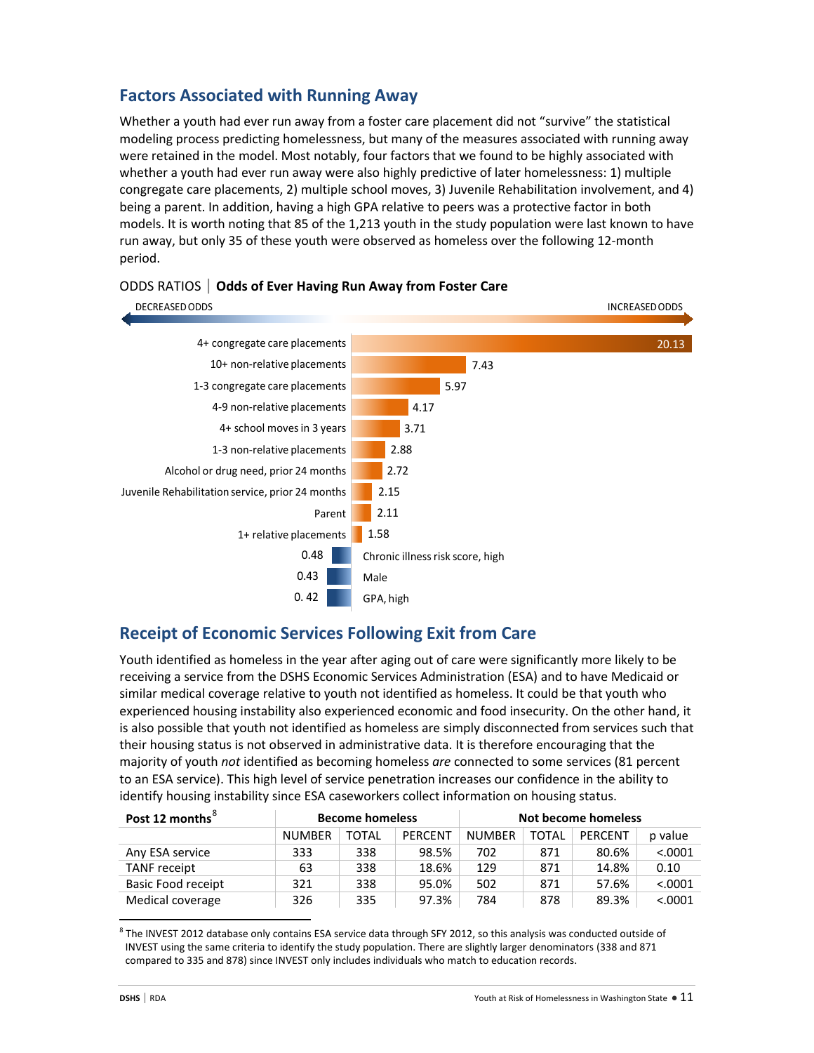## Factors Associated with Running Away

Whether a youth had ever run away from a foster care placement did not "survive" the statistical modeling process predicting homelessness, but many of the measures associated with running away were retained in the model. Most notably, four factors that we found to be highly associated with whether a youth had ever run away were also highly predictive of later homelessness: 1) multiple congregate care placements, 2) multiple school moves, 3) Juvenile Rehabilitation involvement, and 4) being a parent. In addition, having a high GPA relative to peers was a protective factor in both models. It is worth noting that 85 of the 1,213 youth in the study population were last known to have run away, but only 35 of these youth were observed as homeless over the following 12-month period.

ODDS RATIOS | **Odds of Ever Having Run Away from Foster Care**

DECREASED ODDS ← → INCREASED ODDS

| Factor | Odds ratio |
|---|---|
| 4+ congregate care placements | 20.13 |
| 10+ non-relative placements | 7.43 |
| 1-3 congregate care placements | 5.97 |
| 4-9 non-relative placements | 4.17 |
| 4+ school moves in 3 years | 3.71 |
| 1-3 non-relative placements | 2.88 |
| Alcohol or drug need, prior 24 months | 2.72 |
| Juvenile Rehabilitation service, prior 24 months | 2.15 |
| Parent | 2.11 |
| 1+ relative placements | 1.58 |
| Chronic illness risk score, high | 0.48 |
| Male | 0.43 |
| GPA, high | 0. 42 |

## Receipt of Economic Services Following Exit from Care

Youth identified as homeless in the year after aging out of care were significantly more likely to be receiving a service from the DSHS Economic Services Administration (ESA) and to have Medicaid or similar medical coverage relative to youth not identified as homeless. It could be that youth who experienced housing instability also experienced economic and food insecurity. On the other hand, it is also possible that youth not identified as homeless are simply disconnected from services such that their housing status is not observed in administrative data. It is therefore encouraging that the majority of youth *not* identified as becoming homeless *are* connected to some services (81 percent to an ESA service). This high level of service penetration increases our confidence in the ability to identify housing instability since ESA caseworkers collect information on housing status.

| Post 12 months[8] | Become homeless | | | Not become homeless | | | |
|---|---|---|---|---|---|---|---|
| | NUMBER | TOTAL | PERCENT | NUMBER | TOTAL | PERCENT | p value |
| Any ESA service | 333 | 338 | 98.5% | 702 | 871 | 80.6% | <.0001 |
| TANF receipt | 63 | 338 | 18.6% | 129 | 871 | 14.8% | 0.10 |
| Basic Food receipt | 321 | 338 | 95.0% | 502 | 871 | 57.6% | <.0001 |
| Medical coverage | 326 | 335 | 97.3% | 784 | 878 | 89.3% | <.0001 |

[8] The INVEST 2012 database only contains ESA service data through SFY 2012, so this analysis was conducted outside of INVEST using the same criteria to identify the study population. There are slightly larger denominators (338 and 871 compared to 335 and 878) since INVEST only includes individuals who match to education records.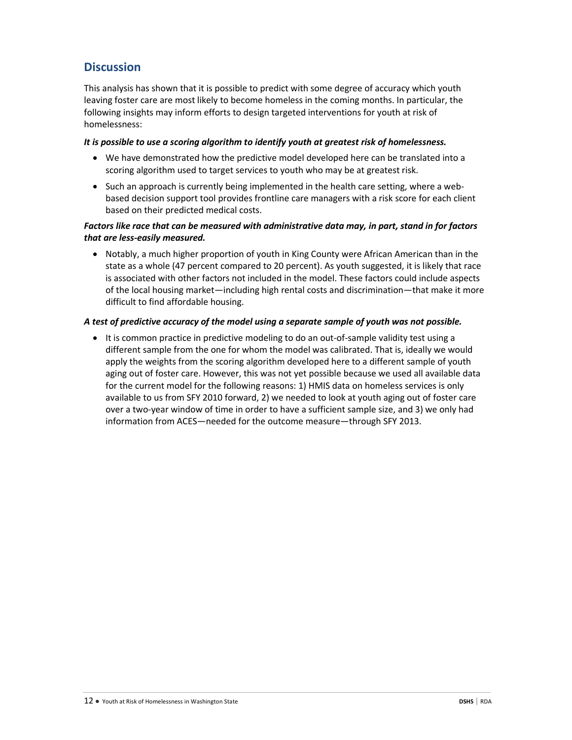## Discussion

This analysis has shown that it is possible to predict with some degree of accuracy which youth leaving foster care are most likely to become homeless in the coming months. In particular, the following insights may inform efforts to design targeted interventions for youth at risk of homelessness:

***It is possible to use a scoring algorithm to identify youth at greatest risk of homelessness.***

- We have demonstrated how the predictive model developed here can be translated into a scoring algorithm used to target services to youth who may be at greatest risk.
- Such an approach is currently being implemented in the health care setting, where a web-based decision support tool provides frontline care managers with a risk score for each client based on their predicted medical costs.

***Factors like race that can be measured with administrative data may, in part, stand in for factors that are less-easily measured.***

- Notably, a much higher proportion of youth in King County were African American than in the state as a whole (47 percent compared to 20 percent). As youth suggested, it is likely that race is associated with other factors not included in the model. These factors could include aspects of the local housing market—including high rental costs and discrimination—that make it more difficult to find affordable housing.

***A test of predictive accuracy of the model using a separate sample of youth was not possible.***

- It is common practice in predictive modeling to do an out-of-sample validity test using a different sample from the one for whom the model was calibrated. That is, ideally we would apply the weights from the scoring algorithm developed here to a different sample of youth aging out of foster care. However, this was not yet possible because we used all available data for the current model for the following reasons: 1) HMIS data on homeless services is only available to us from SFY 2010 forward, 2) we needed to look at youth aging out of foster care over a two-year window of time in order to have a sufficient sample size, and 3) we only had information from ACES—needed for the outcome measure—through SFY 2013.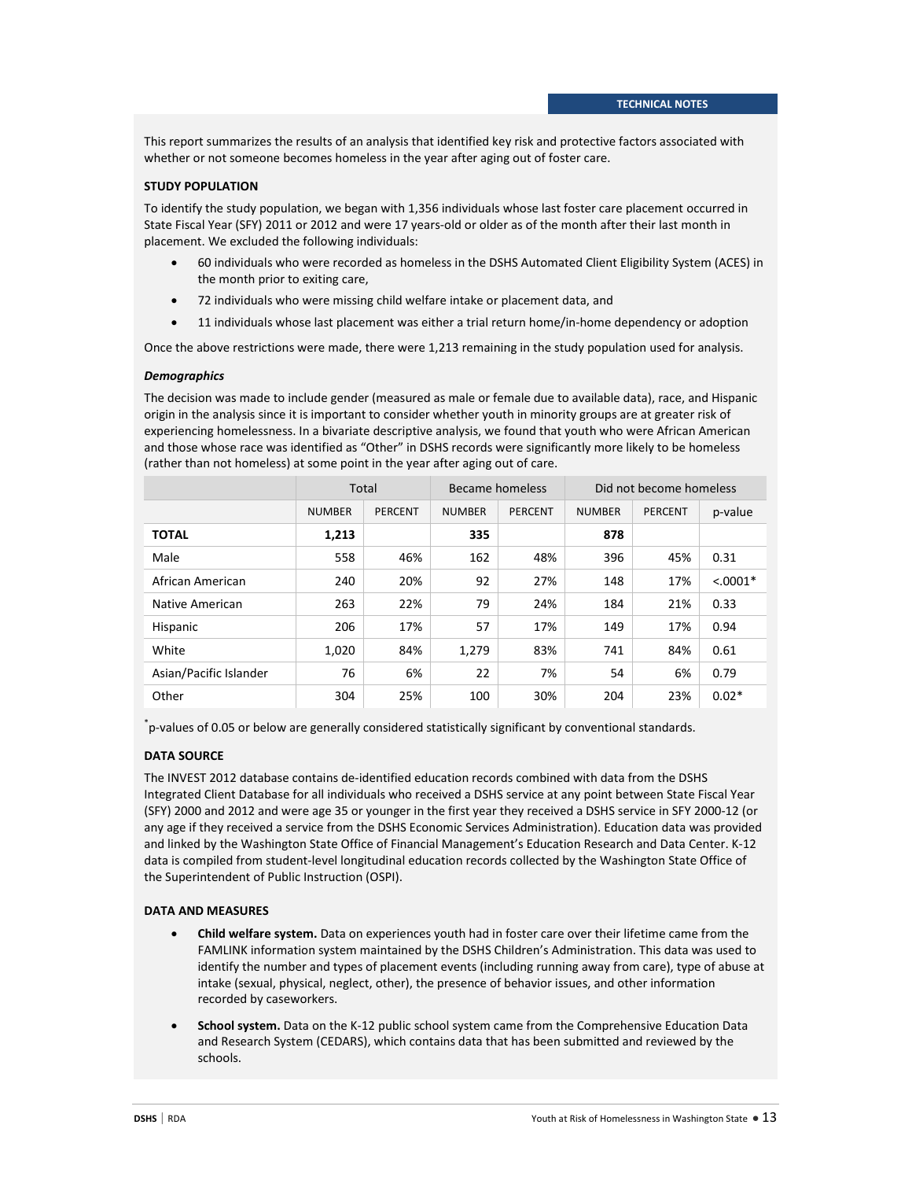## TECHNICAL NOTES

This report summarizes the results of an analysis that identified key risk and protective factors associated with whether or not someone becomes homeless in the year after aging out of foster care.

### STUDY POPULATION

To identify the study population, we began with 1,356 individuals whose last foster care placement occurred in State Fiscal Year (SFY) 2011 or 2012 and were 17 years-old or older as of the month after their last month in placement. We excluded the following individuals:

- 60 individuals who were recorded as homeless in the DSHS Automated Client Eligibility System (ACES) in the month prior to exiting care,
- 72 individuals who were missing child welfare intake or placement data, and
- 11 individuals whose last placement was either a trial return home/in-home dependency or adoption

Once the above restrictions were made, there were 1,213 remaining in the study population used for analysis.

#### *Demographics*

The decision was made to include gender (measured as male or female due to available data), race, and Hispanic origin in the analysis since it is important to consider whether youth in minority groups are at greater risk of experiencing homelessness. In a bivariate descriptive analysis, we found that youth who were African American and those whose race was identified as "Other" in DSHS records were significantly more likely to be homeless (rather than not homeless) at some point in the year after aging out of care.

| | Total | | Became homeless | | Did not become homeless | | |
|---|---|---|---|---|---|---|---|
| | NUMBER | PERCENT | NUMBER | PERCENT | NUMBER | PERCENT | p-value |
| **TOTAL** | **1,213** | | **335** | | **878** | | |
| Male | 558 | 46% | 162 | 48% | 396 | 45% | 0.31 |
| African American | 240 | 20% | 92 | 27% | 148 | 17% | <.0001* |
| Native American | 263 | 22% | 79 | 24% | 184 | 21% | 0.33 |
| Hispanic | 206 | 17% | 57 | 17% | 149 | 17% | 0.94 |
| White | 1,020 | 84% | 1,279 | 83% | 741 | 84% | 0.61 |
| Asian/Pacific Islander | 76 | 6% | 22 | 7% | 54 | 6% | 0.79 |
| Other | 304 | 25% | 100 | 30% | 204 | 23% | 0.02* |

*p-values of 0.05 or below are generally considered statistically significant by conventional standards.

### DATA SOURCE

The INVEST 2012 database contains de-identified education records combined with data from the DSHS Integrated Client Database for all individuals who received a DSHS service at any point between State Fiscal Year (SFY) 2000 and 2012 and were age 35 or younger in the first year they received a DSHS service in SFY 2000-12 (or any age if they received a service from the DSHS Economic Services Administration). Education data was provided and linked by the Washington State Office of Financial Management's Education Research and Data Center. K-12 data is compiled from student-level longitudinal education records collected by the Washington State Office of the Superintendent of Public Instruction (OSPI).

### DATA AND MEASURES

- **Child welfare system.** Data on experiences youth had in foster care over their lifetime came from the FAMLINK information system maintained by the DSHS Children's Administration. This data was used to identify the number and types of placement events (including running away from care), type of abuse at intake (sexual, physical, neglect, other), the presence of behavior issues, and other information recorded by caseworkers.
- **School system.** Data on the K-12 public school system came from the Comprehensive Education Data and Research System (CEDARS), which contains data that has been submitted and reviewed by the schools.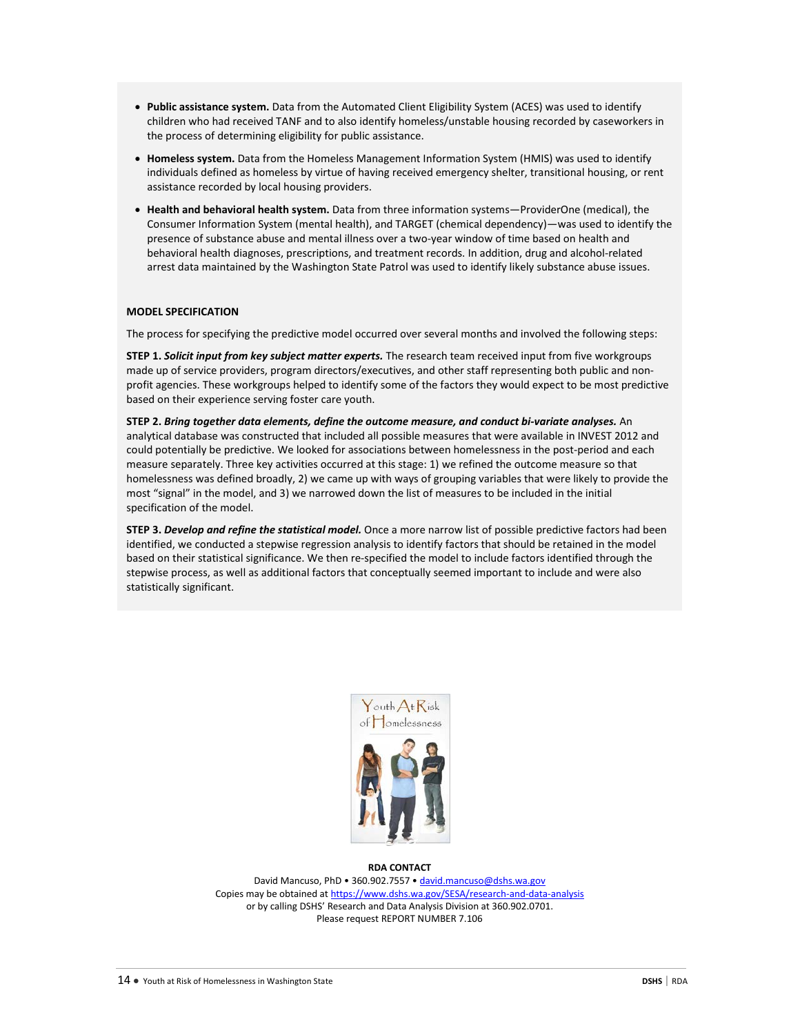- **Public assistance system.** Data from the Automated Client Eligibility System (ACES) was used to identify children who had received TANF and to also identify homeless/unstable housing recorded by caseworkers in the process of determining eligibility for public assistance.
- **Homeless system.** Data from the Homeless Management Information System (HMIS) was used to identify individuals defined as homeless by virtue of having received emergency shelter, transitional housing, or rent assistance recorded by local housing providers.
- **Health and behavioral health system.** Data from three information systems—ProviderOne (medical), the Consumer Information System (mental health), and TARGET (chemical dependency)—was used to identify the presence of substance abuse and mental illness over a two-year window of time based on health and behavioral health diagnoses, prescriptions, and treatment records. In addition, drug and alcohol-related arrest data maintained by the Washington State Patrol was used to identify likely substance abuse issues.

**MODEL SPECIFICATION**

The process for specifying the predictive model occurred over several months and involved the following steps:

**STEP 1. *Solicit input from key subject matter experts.*** The research team received input from five workgroups made up of service providers, program directors/executives, and other staff representing both public and non-profit agencies. These workgroups helped to identify some of the factors they would expect to be most predictive based on their experience serving foster care youth.

**STEP 2. *Bring together data elements, define the outcome measure, and conduct bi-variate analyses.*** An analytical database was constructed that included all possible measures that were available in INVEST 2012 and could potentially be predictive. We looked for associations between homelessness in the post-period and each measure separately. Three key activities occurred at this stage: 1) we refined the outcome measure so that homelessness was defined broadly, 2) we came up with ways of grouping variables that were likely to provide the most "signal" in the model, and 3) we narrowed down the list of measures to be included in the initial specification of the model.

**STEP 3. *Develop and refine the statistical model.*** Once a more narrow list of possible predictive factors had been identified, we conducted a stepwise regression analysis to identify factors that should be retained in the model based on their statistical significance. We then re-specified the model to include factors identified through the stepwise process, as well as additional factors that conceptually seemed important to include and were also statistically significant.

Youth At Risk of Homelessness

**RDA CONTACT**

David Mancuso, PhD • 360.902.7557 • david.mancuso@dshs.wa.gov

Copies may be obtained at https://www.dshs.wa.gov/SESA/research-and-data-analysis

or by calling DSHS' Research and Data Analysis Division at 360.902.0701.

Please request REPORT NUMBER 7.106